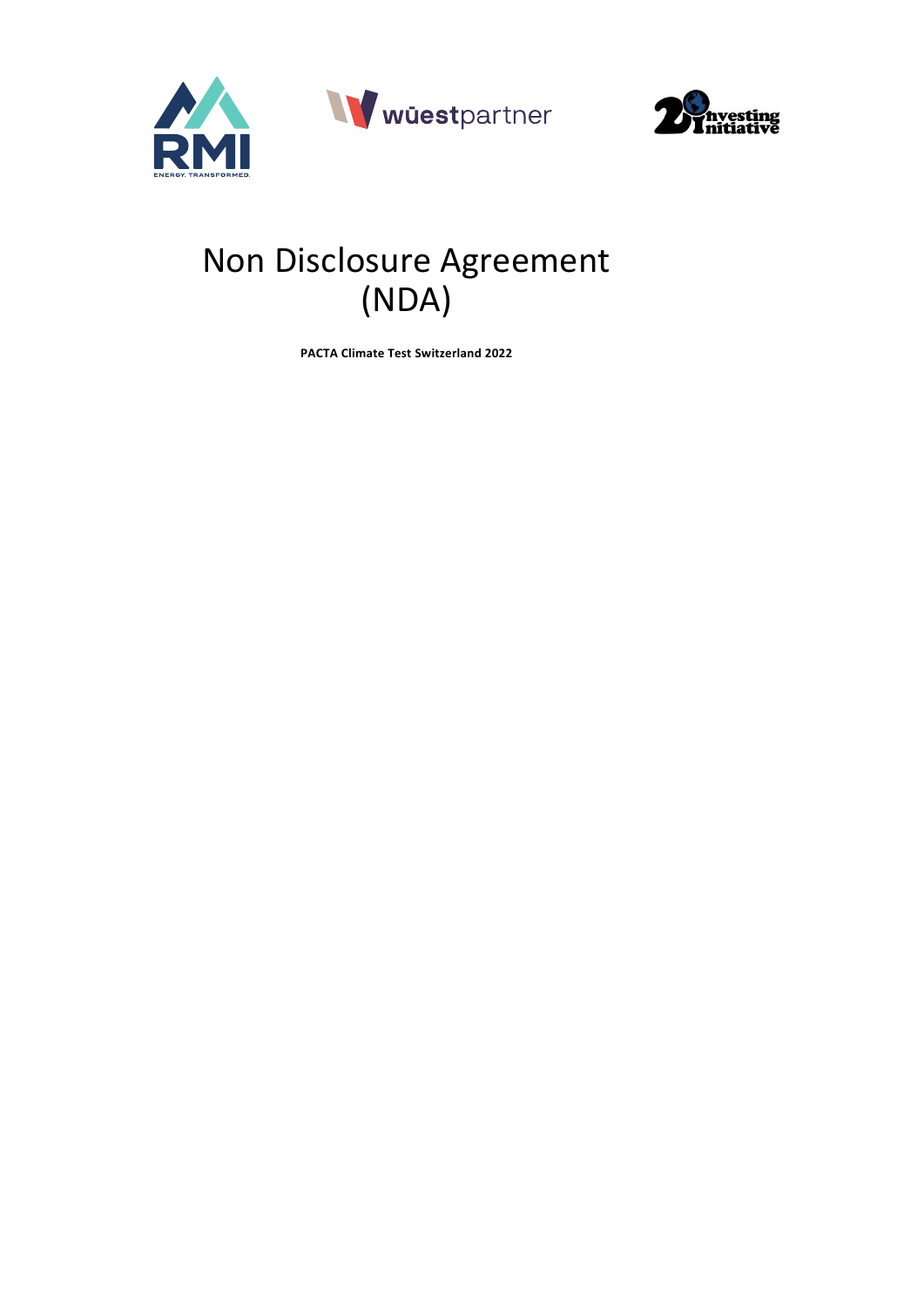# Non Disclosure Agreement (NDA)

**PACTA Climate Test Switzerland 2022**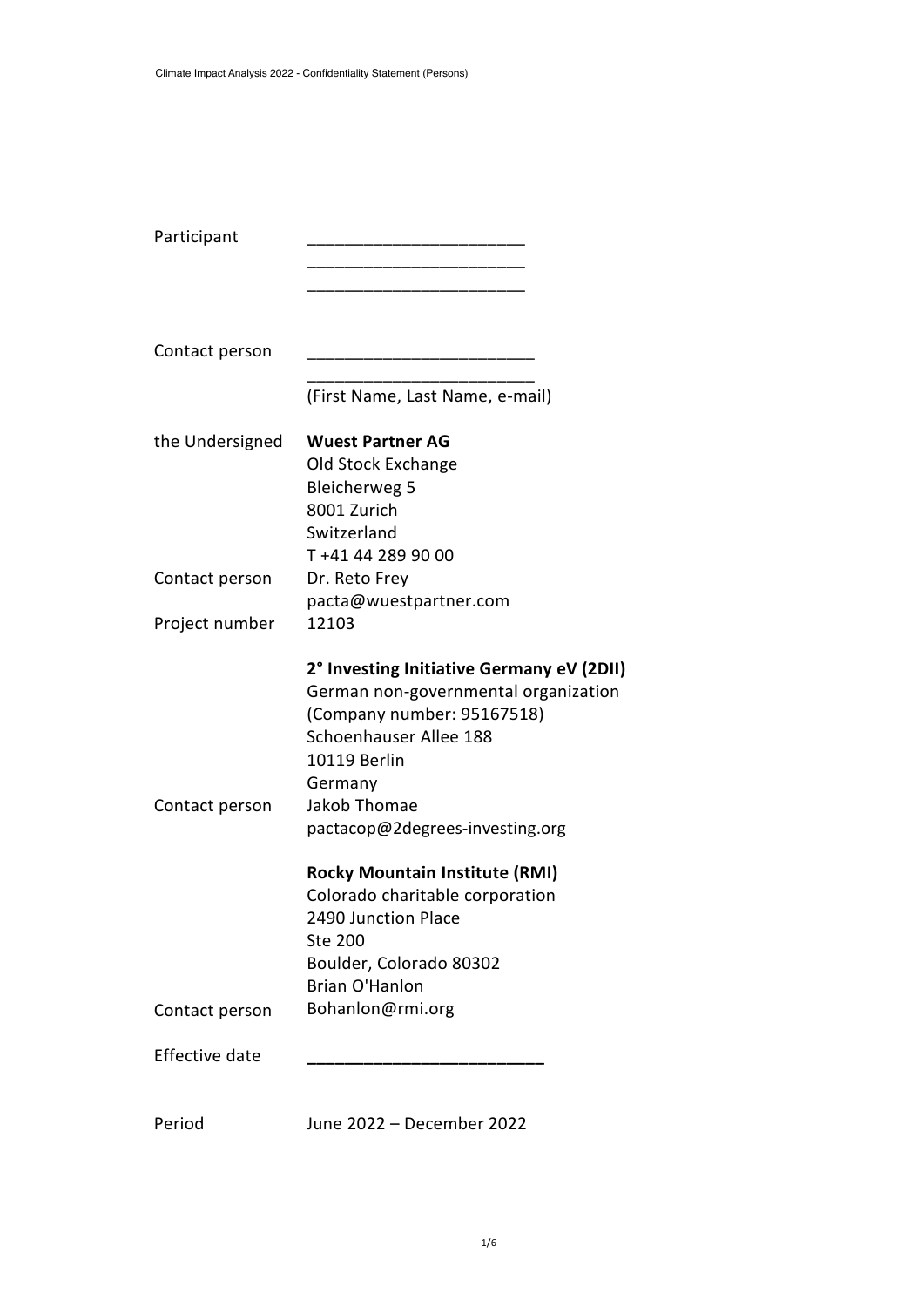| | |
|---|---|
| Participant | _______________________ |
| | _______________________ |
| | _______________________ |
| Contact person | _______________________ |
| | _______________________ |
| | (First Name, Last Name, e-mail) |
| the Undersigned | **Wuest Partner AG** |
| | Old Stock Exchange |
| | Bleicherweg 5 |
| | 8001 Zurich |
| | Switzerland |
| | T +41 44 289 90 00 |
| Contact person | Dr. Reto Frey |
| | pacta@wuestpartner.com |
| Project number | 12103 |
| | **2° Investing Initiative Germany eV (2DII)** |
| | German non-governmental organization |
| | (Company number: 95167518) |
| | Schoenhauser Allee 188 |
| | 10119 Berlin |
| | Germany |
| Contact person | Jakob Thomae |
| | pactacop@2degrees-investing.org |
| | **Rocky Mountain Institute (RMI)** |
| | Colorado charitable corporation |
| | 2490 Junction Place |
| | Ste 200 |
| | Boulder, Colorado 80302 |
| | Brian O'Hanlon |
| Contact person | Bohanlon@rmi.org |
| Effective date | _________________________ |
| Period | June 2022 – December 2022 |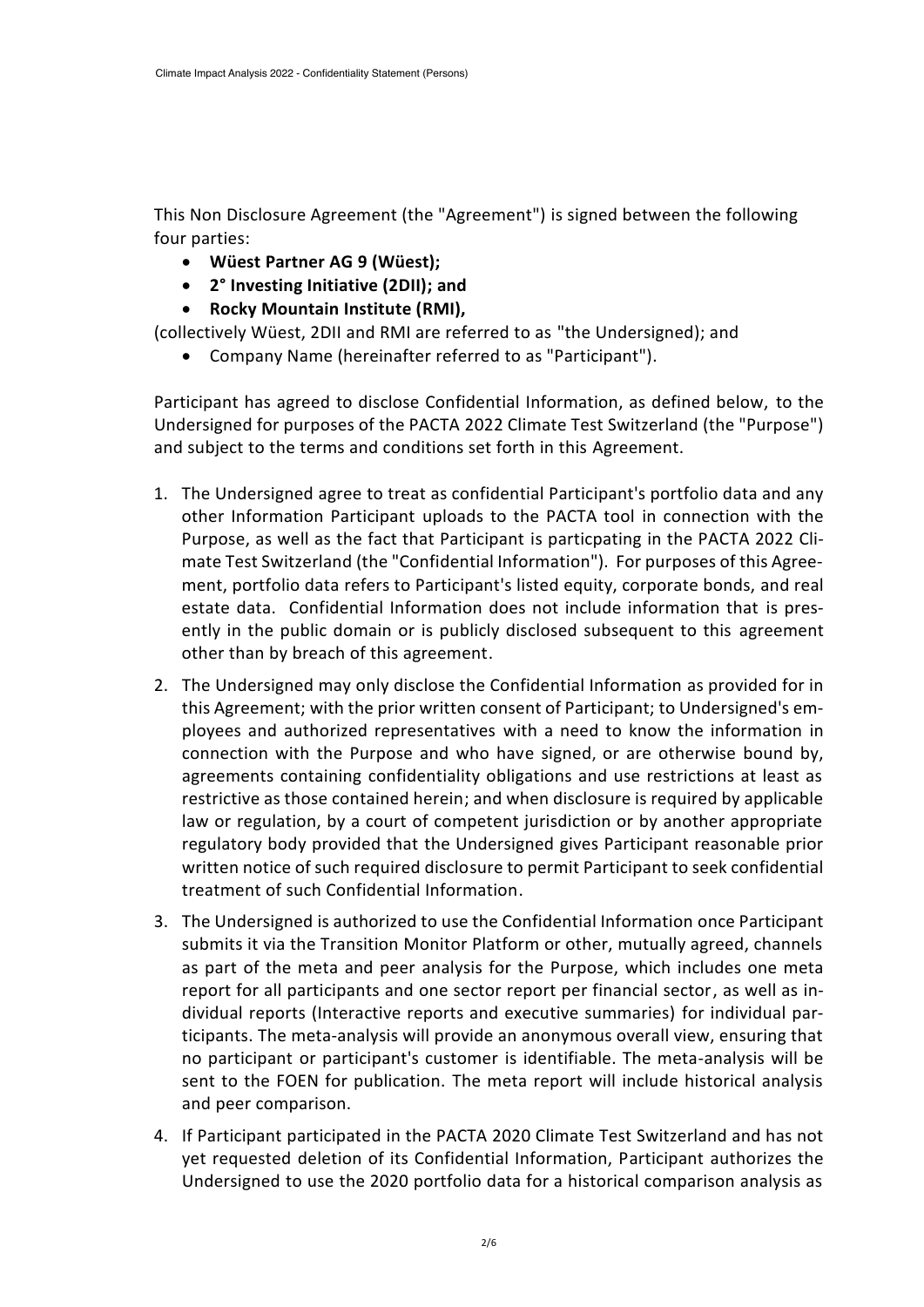This Non Disclosure Agreement (the "Agreement") is signed between the following four parties:

- **Wüest Partner AG 9 (Wüest);**
- **2° Investing Initiative (2DII); and**
- **Rocky Mountain Institute (RMI),**

(collectively Wüest, 2DII and RMI are referred to as "the Undersigned); and

- Company Name (hereinafter referred to as "Participant").

Participant has agreed to disclose Confidential Information, as defined below, to the Undersigned for purposes of the PACTA 2022 Climate Test Switzerland (the "Purpose") and subject to the terms and conditions set forth in this Agreement.

1. The Undersigned agree to treat as confidential Participant's portfolio data and any other Information Participant uploads to the PACTA tool in connection with the Purpose, as well as the fact that Participant is particpating in the PACTA 2022 Climate Test Switzerland (the "Confidential Information"). For purposes of this Agreement, portfolio data refers to Participant's listed equity, corporate bonds, and real estate data. Confidential Information does not include information that is presently in the public domain or is publicly disclosed subsequent to this agreement other than by breach of this agreement.
2. The Undersigned may only disclose the Confidential Information as provided for in this Agreement; with the prior written consent of Participant; to Undersigned's employees and authorized representatives with a need to know the information in connection with the Purpose and who have signed, or are otherwise bound by, agreements containing confidentiality obligations and use restrictions at least as restrictive as those contained herein; and when disclosure is required by applicable law or regulation, by a court of competent jurisdiction or by another appropriate regulatory body provided that the Undersigned gives Participant reasonable prior written notice of such required disclosure to permit Participant to seek confidential treatment of such Confidential Information.
3. The Undersigned is authorized to use the Confidential Information once Participant submits it via the Transition Monitor Platform or other, mutually agreed, channels as part of the meta and peer analysis for the Purpose, which includes one meta report for all participants and one sector report per financial sector, as well as individual reports (Interactive reports and executive summaries) for individual participants. The meta-analysis will provide an anonymous overall view, ensuring that no participant or participant's customer is identifiable. The meta-analysis will be sent to the FOEN for publication. The meta report will include historical analysis and peer comparison.
4. If Participant participated in the PACTA 2020 Climate Test Switzerland and has not yet requested deletion of its Confidential Information, Participant authorizes the Undersigned to use the 2020 portfolio data for a historical comparison analysis as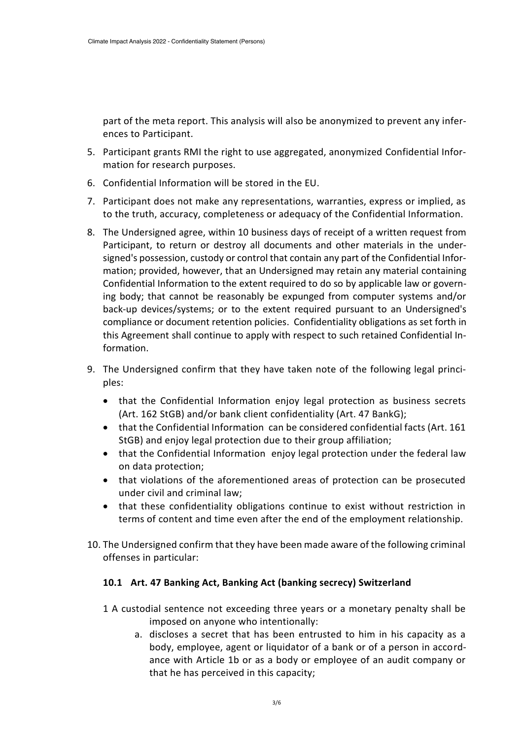part of the meta report. This analysis will also be anonymized to prevent any inferences to Participant.

5. Participant grants RMI the right to use aggregated, anonymized Confidential Information for research purposes.
6. Confidential Information will be stored in the EU.
7. Participant does not make any representations, warranties, express or implied, as to the truth, accuracy, completeness or adequacy of the Confidential Information.
8. The Undersigned agree, within 10 business days of receipt of a written request from Participant, to return or destroy all documents and other materials in the undersigned's possession, custody or control that contain any part of the Confidential Information; provided, however, that an Undersigned may retain any material containing Confidential Information to the extent required to do so by applicable law or governing body; that cannot be reasonably be expunged from computer systems and/or back-up devices/systems; or to the extent required pursuant to an Undersigned's compliance or document retention policies. Confidentiality obligations as set forth in this Agreement shall continue to apply with respect to such retained Confidential Information.
9. The Undersigned confirm that they have taken note of the following legal principles:
   - that the Confidential Information enjoy legal protection as business secrets (Art. 162 StGB) and/or bank client confidentiality (Art. 47 BankG);
   - that the Confidential Information can be considered confidential facts (Art. 161 StGB) and enjoy legal protection due to their group affiliation;
   - that the Confidential Information enjoy legal protection under the federal law on data protection;
   - that violations of the aforementioned areas of protection can be prosecuted under civil and criminal law;
   - that these confidentiality obligations continue to exist without restriction in terms of content and time even after the end of the employment relationship.
10. The Undersigned confirm that they have been made aware of the following criminal offenses in particular:

### 10.1 Art. 47 Banking Act, Banking Act (banking secrecy) Switzerland

1 A custodial sentence not exceeding three years or a monetary penalty shall be imposed on anyone who intentionally:

a. discloses a secret that has been entrusted to him in his capacity as a body, employee, agent or liquidator of a bank or of a person in accordance with Article 1b or as a body or employee of an audit company or that he has perceived in this capacity;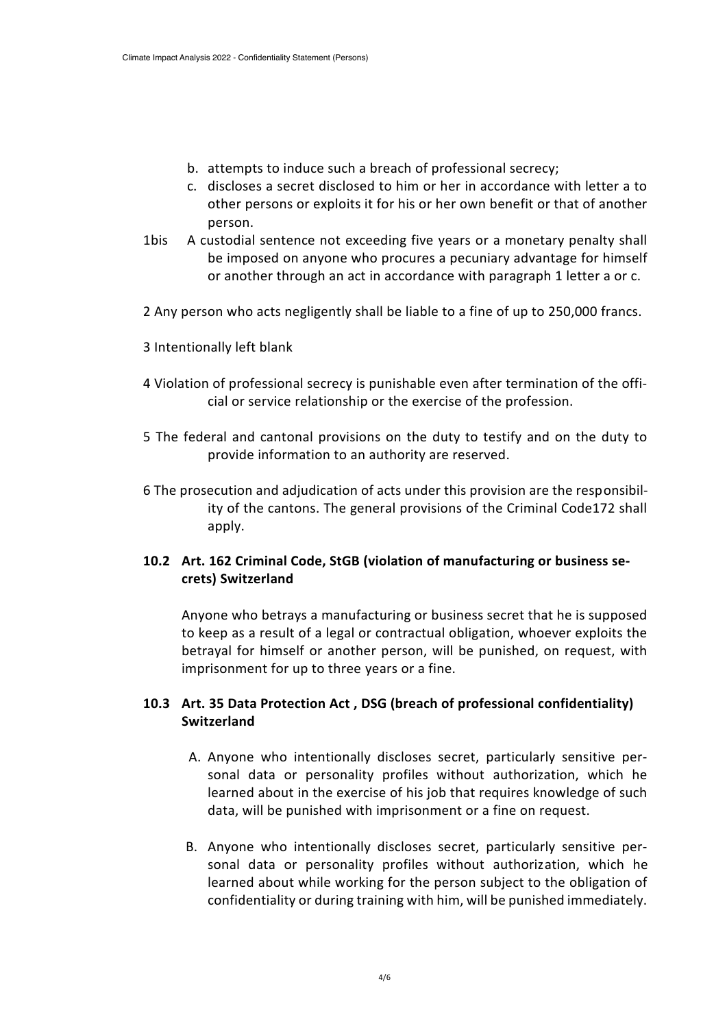b. attempts to induce such a breach of professional secrecy;
c. discloses a secret disclosed to him or her in accordance with letter a to other persons or exploits it for his or her own benefit or that of another person.

1bis A custodial sentence not exceeding five years or a monetary penalty shall be imposed on anyone who procures a pecuniary advantage for himself or another through an act in accordance with paragraph 1 letter a or c.

2 Any person who acts negligently shall be liable to a fine of up to 250,000 francs.

3 Intentionally left blank

4 Violation of professional secrecy is punishable even after termination of the official or service relationship or the exercise of the profession.

5 The federal and cantonal provisions on the duty to testify and on the duty to provide information to an authority are reserved.

6 The prosecution and adjudication of acts under this provision are the responsibility of the cantons. The general provisions of the Criminal Code172 shall apply.

## 10.2 Art. 162 Criminal Code, StGB (violation of manufacturing or business secrets) Switzerland

Anyone who betrays a manufacturing or business secret that he is supposed to keep as a result of a legal or contractual obligation, whoever exploits the betrayal for himself or another person, will be punished, on request, with imprisonment for up to three years or a fine.

## 10.3 Art. 35 Data Protection Act , DSG (breach of professional confidentiality) Switzerland

A. Anyone who intentionally discloses secret, particularly sensitive personal data or personality profiles without authorization, which he learned about in the exercise of his job that requires knowledge of such data, will be punished with imprisonment or a fine on request.

B. Anyone who intentionally discloses secret, particularly sensitive personal data or personality profiles without authorization, which he learned about while working for the person subject to the obligation of confidentiality or during training with him, will be punished immediately.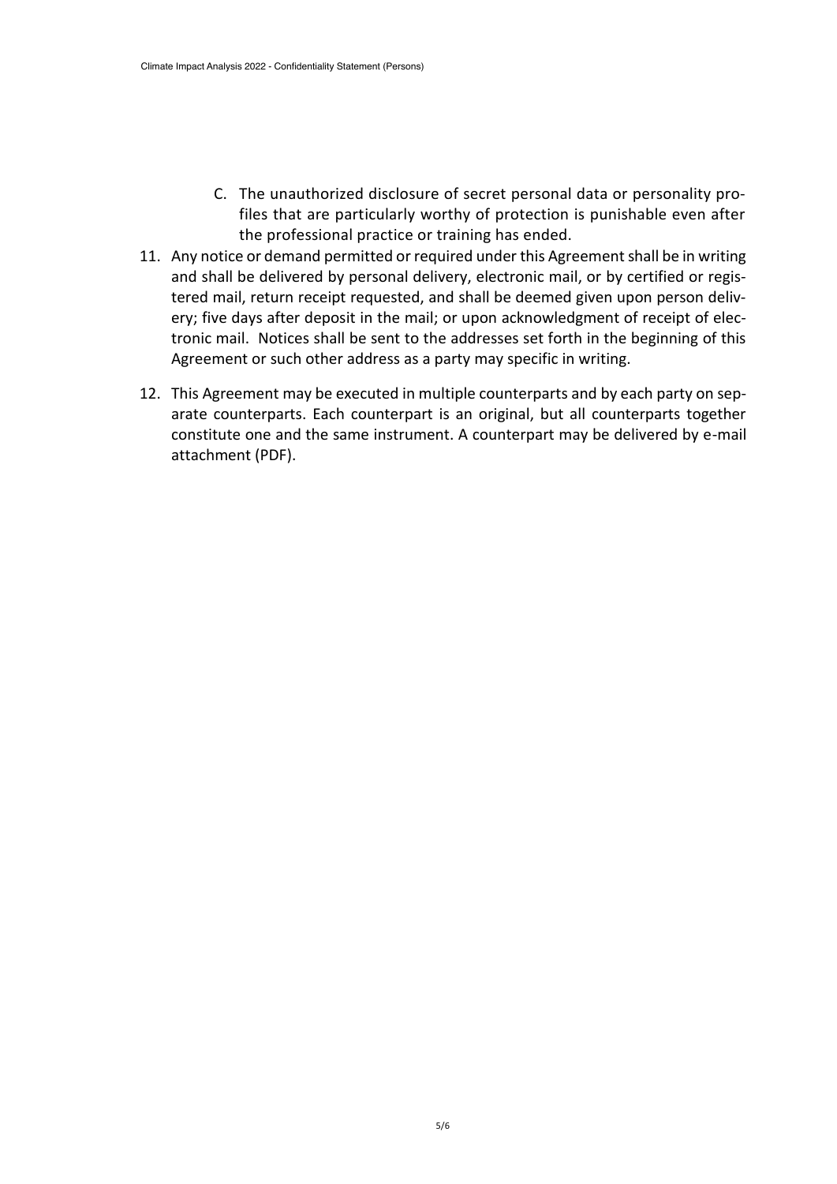C. The unauthorized disclosure of secret personal data or personality profiles that are particularly worthy of protection is punishable even after the professional practice or training has ended.

11. Any notice or demand permitted or required under this Agreement shall be in writing and shall be delivered by personal delivery, electronic mail, or by certified or registered mail, return receipt requested, and shall be deemed given upon person delivery; five days after deposit in the mail; or upon acknowledgment of receipt of electronic mail. Notices shall be sent to the addresses set forth in the beginning of this Agreement or such other address as a party may specific in writing.

12. This Agreement may be executed in multiple counterparts and by each party on separate counterparts. Each counterpart is an original, but all counterparts together constitute one and the same instrument. A counterpart may be delivered by e-mail attachment (PDF).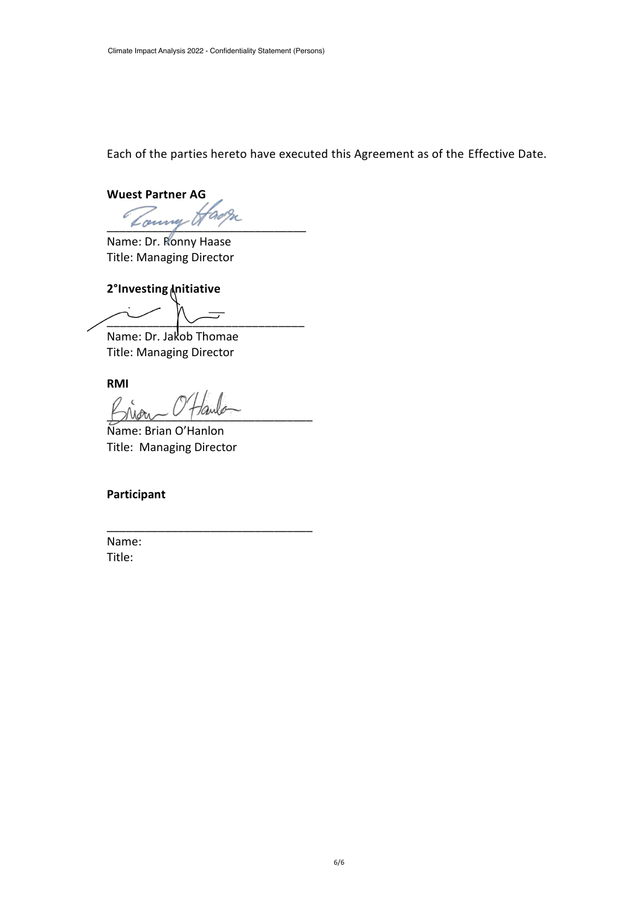Each of the parties hereto have executed this Agreement as of the Effective Date.

**Wuest Partner AG**

_______________________________

Name: Dr. Ronny Haase
Title: Managing Director

**2°Investing Initiative**

_______________________________

Name: Dr. Jakob Thomae
Title: Managing Director

**RMI**

_______________________________

Name: Brian O'Hanlon
Title: Managing Director

**Participant**

_______________________________

Name:
Title: